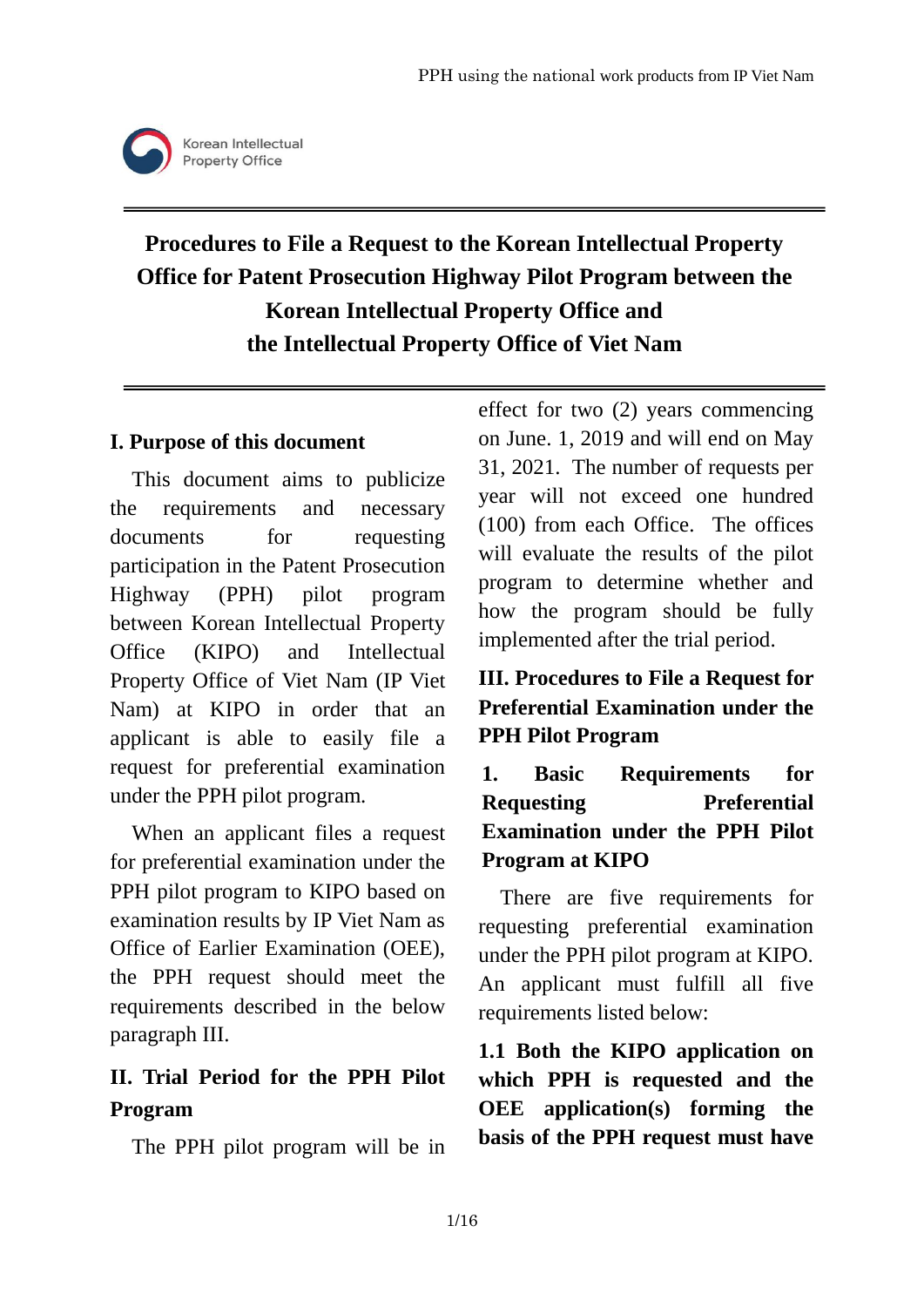Korean Intellectual Property Office

# Procedures to File a Request to the Korean Intellectual Property Office for Patent Prosecution Highway Pilot Program between the Korean Intellectual Property Office and the Intellectual Property Office of Viet Nam

## I. Purpose of this document

This document aims to publicize the requirements and necessary documents for requesting participation in the Patent Prosecution Highway (PPH) pilot program between Korean Intellectual Property Office (KIPO) and Intellectual Property Office of Viet Nam (IP Viet Nam) at KIPO in order that an applicant is able to easily file a request for preferential examination under the PPH pilot program.

When an applicant files a request for preferential examination under the PPH pilot program to KIPO based on examination results by IP Viet Nam as Office of Earlier Examination (OEE), the PPH request should meet the requirements described in the below paragraph III.

## II. Trial Period for the PPH Pilot Program

The PPH pilot program will be in effect for two (2) years commencing on June. 1, 2019 and will end on May 31, 2021. The number of requests per year will not exceed one hundred (100) from each Office. The offices will evaluate the results of the pilot program to determine whether and how the program should be fully implemented after the trial period.

## III. Procedures to File a Request for Preferential Examination under the PPH Pilot Program

### 1. Basic Requirements for Requesting Preferential Examination under the PPH Pilot Program at KIPO

There are five requirements for requesting preferential examination under the PPH pilot program at KIPO. An applicant must fulfill all five requirements listed below:

**1.1 Both the KIPO application on which PPH is requested and the OEE application(s) forming the basis of the PPH request must have**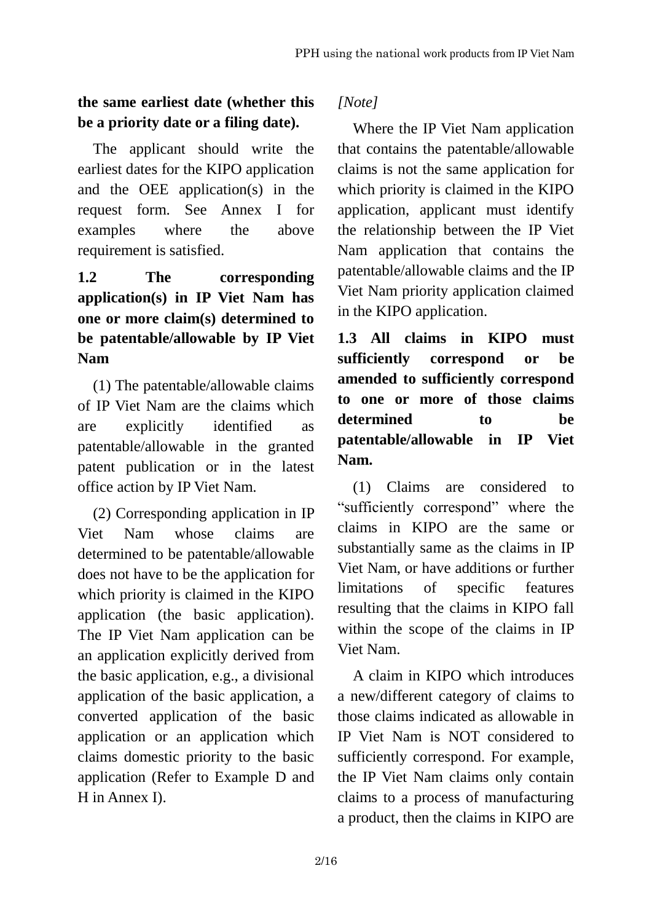**the same earliest date (whether this be a priority date or a filing date).**

The applicant should write the earliest dates for the KIPO application and the OEE application(s) in the request form. See Annex I for examples where the above requirement is satisfied.

### 1.2 The corresponding application(s) in IP Viet Nam has one or more claim(s) determined to be patentable/allowable by IP Viet Nam

(1) The patentable/allowable claims of IP Viet Nam are the claims which are explicitly identified as patentable/allowable in the granted patent publication or in the latest office action by IP Viet Nam.

(2) Corresponding application in IP Viet Nam whose claims are determined to be patentable/allowable does not have to be the application for which priority is claimed in the KIPO application (the basic application). The IP Viet Nam application can be an application explicitly derived from the basic application, e.g., a divisional application of the basic application, a converted application of the basic application or an application which claims domestic priority to the basic application (Refer to Example D and H in Annex I).

*[Note]*

Where the IP Viet Nam application that contains the patentable/allowable claims is not the same application for which priority is claimed in the KIPO application, applicant must identify the relationship between the IP Viet Nam application that contains the patentable/allowable claims and the IP Viet Nam priority application claimed in the KIPO application.

### 1.3 All claims in KIPO must sufficiently correspond or be amended to sufficiently correspond to one or more of those claims determined to be patentable/allowable in IP Viet Nam.

(1) Claims are considered to "sufficiently correspond" where the claims in KIPO are the same or substantially same as the claims in IP Viet Nam, or have additions or further limitations of specific features resulting that the claims in KIPO fall within the scope of the claims in IP Viet Nam.

A claim in KIPO which introduces a new/different category of claims to those claims indicated as allowable in IP Viet Nam is NOT considered to sufficiently correspond. For example, the IP Viet Nam claims only contain claims to a process of manufacturing a product, then the claims in KIPO are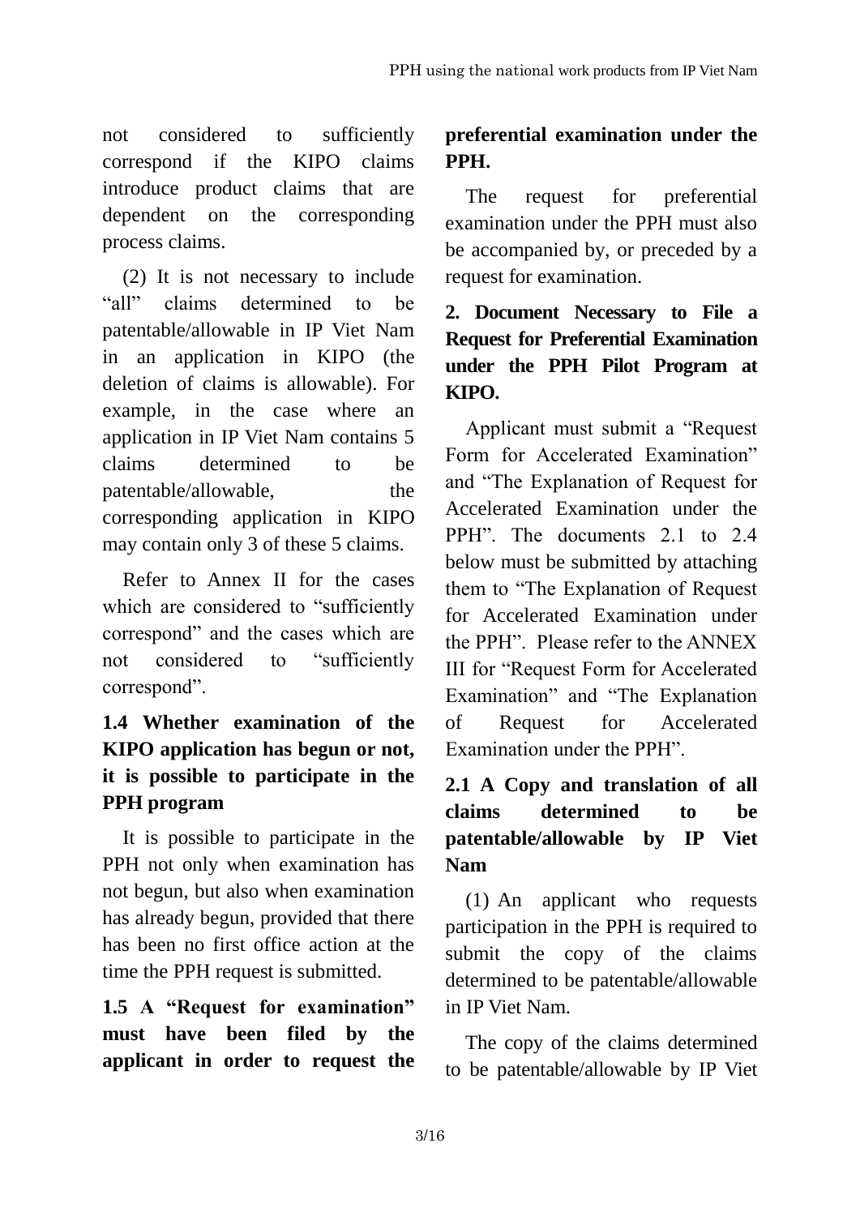not considered to sufficiently correspond if the KIPO claims introduce product claims that are dependent on the corresponding process claims.

(2) It is not necessary to include "all" claims determined to be patentable/allowable in IP Viet Nam in an application in KIPO (the deletion of claims is allowable). For example, in the case where an application in IP Viet Nam contains 5 claims determined to be patentable/allowable, the corresponding application in KIPO may contain only 3 of these 5 claims.

Refer to Annex II for the cases which are considered to "sufficiently correspond" and the cases which are not considered to "sufficiently correspond".

### 1.4 Whether examination of the KIPO application has begun or not, it is possible to participate in the PPH program

It is possible to participate in the PPH not only when examination has not begun, but also when examination has already begun, provided that there has been no first office action at the time the PPH request is submitted.

### 1.5 A "Request for examination" must have been filed by the applicant in order to request the preferential examination under the PPH.

The request for preferential examination under the PPH must also be accompanied by, or preceded by a request for examination.

## 2. Document Necessary to File a Request for Preferential Examination under the PPH Pilot Program at KIPO.

Applicant must submit a "Request Form for Accelerated Examination" and "The Explanation of Request for Accelerated Examination under the PPH". The documents 2.1 to 2.4 below must be submitted by attaching them to "The Explanation of Request for Accelerated Examination under the PPH". Please refer to the ANNEX III for "Request Form for Accelerated Examination" and "The Explanation of Request for Accelerated Examination under the PPH".

### 2.1 A Copy and translation of all claims determined to be patentable/allowable by IP Viet Nam

(1) An applicant who requests participation in the PPH is required to submit the copy of the claims determined to be patentable/allowable in IP Viet Nam.

The copy of the claims determined to be patentable/allowable by IP Viet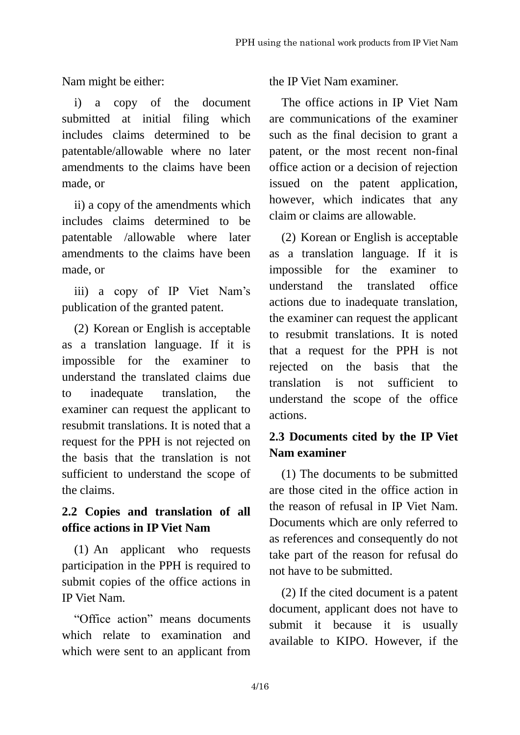Nam might be either:

i) a copy of the document submitted at initial filing which includes claims determined to be patentable/allowable where no later amendments to the claims have been made, or

ii) a copy of the amendments which includes claims determined to be patentable /allowable where later amendments to the claims have been made, or

iii) a copy of IP Viet Nam's publication of the granted patent.

(2) Korean or English is acceptable as a translation language. If it is impossible for the examiner to understand the translated claims due to inadequate translation, the examiner can request the applicant to resubmit translations. It is noted that a request for the PPH is not rejected on the basis that the translation is not sufficient to understand the scope of the claims.

### 2.2 Copies and translation of all office actions in IP Viet Nam

(1) An applicant who requests participation in the PPH is required to submit copies of the office actions in IP Viet Nam.

"Office action" means documents which relate to examination and which were sent to an applicant from the IP Viet Nam examiner.

The office actions in IP Viet Nam are communications of the examiner such as the final decision to grant a patent, or the most recent non-final office action or a decision of rejection issued on the patent application, however, which indicates that any claim or claims are allowable.

(2) Korean or English is acceptable as a translation language. If it is impossible for the examiner to understand the translated office actions due to inadequate translation, the examiner can request the applicant to resubmit translations. It is noted that a request for the PPH is not rejected on the basis that the translation is not sufficient to understand the scope of the office actions.

### 2.3 Documents cited by the IP Viet Nam examiner

(1) The documents to be submitted are those cited in the office action in the reason of refusal in IP Viet Nam. Documents which are only referred to as references and consequently do not take part of the reason for refusal do not have to be submitted.

(2) If the cited document is a patent document, applicant does not have to submit it because it is usually available to KIPO. However, if the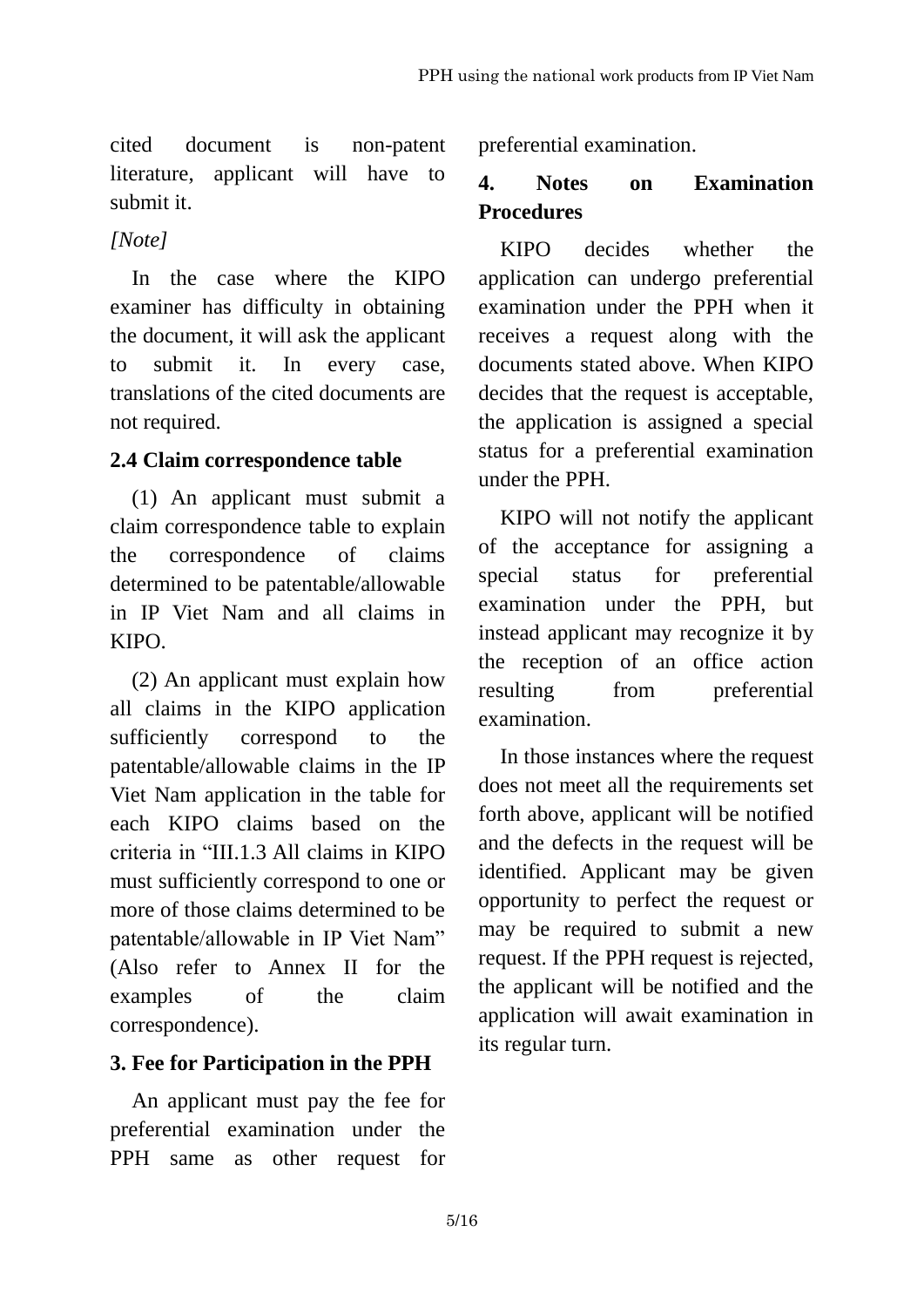cited document is non-patent literature, applicant will have to submit it.

*[Note]*

In the case where the KIPO examiner has difficulty in obtaining the document, it will ask the applicant to submit it. In every case, translations of the cited documents are not required.

### 2.4 Claim correspondence table

(1) An applicant must submit a claim correspondence table to explain the correspondence of claims determined to be patentable/allowable in IP Viet Nam and all claims in KIPO.

(2) An applicant must explain how all claims in the KIPO application sufficiently correspond to the patentable/allowable claims in the IP Viet Nam application in the table for each KIPO claims based on the criteria in "III.1.3 All claims in KIPO must sufficiently correspond to one or more of those claims determined to be patentable/allowable in IP Viet Nam" (Also refer to Annex II for the examples of the claim correspondence).

## 3. Fee for Participation in the PPH

An applicant must pay the fee for preferential examination under the PPH same as other request for preferential examination.

## 4. Notes on Examination Procedures

KIPO decides whether the application can undergo preferential examination under the PPH when it receives a request along with the documents stated above. When KIPO decides that the request is acceptable, the application is assigned a special status for a preferential examination under the PPH.

KIPO will not notify the applicant of the acceptance for assigning a special status for preferential examination under the PPH, but instead applicant may recognize it by the reception of an office action resulting from preferential examination.

In those instances where the request does not meet all the requirements set forth above, applicant will be notified and the defects in the request will be identified. Applicant may be given opportunity to perfect the request or may be required to submit a new request. If the PPH request is rejected, the applicant will be notified and the application will await examination in its regular turn.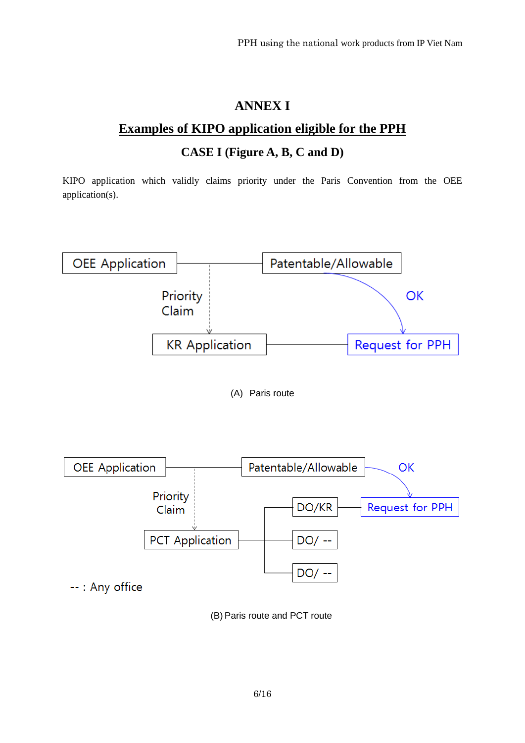# ANNEX I

## Examples of KIPO application eligible for the PPH

### CASE I (Figure A, B, C and D)

KIPO application which validly claims priority under the Paris Convention from the OEE application(s).

OEE Application — Patentable/Allowable

Priority Claim — OK

KR Application — Request for PPH

(A) Paris route

OEE Application — Patentable/Allowable — OK

Priority Claim

PCT Application — DO/KR — Request for PPH

DO/ --

DO/ --

-- : Any office

(B) Paris route and PCT route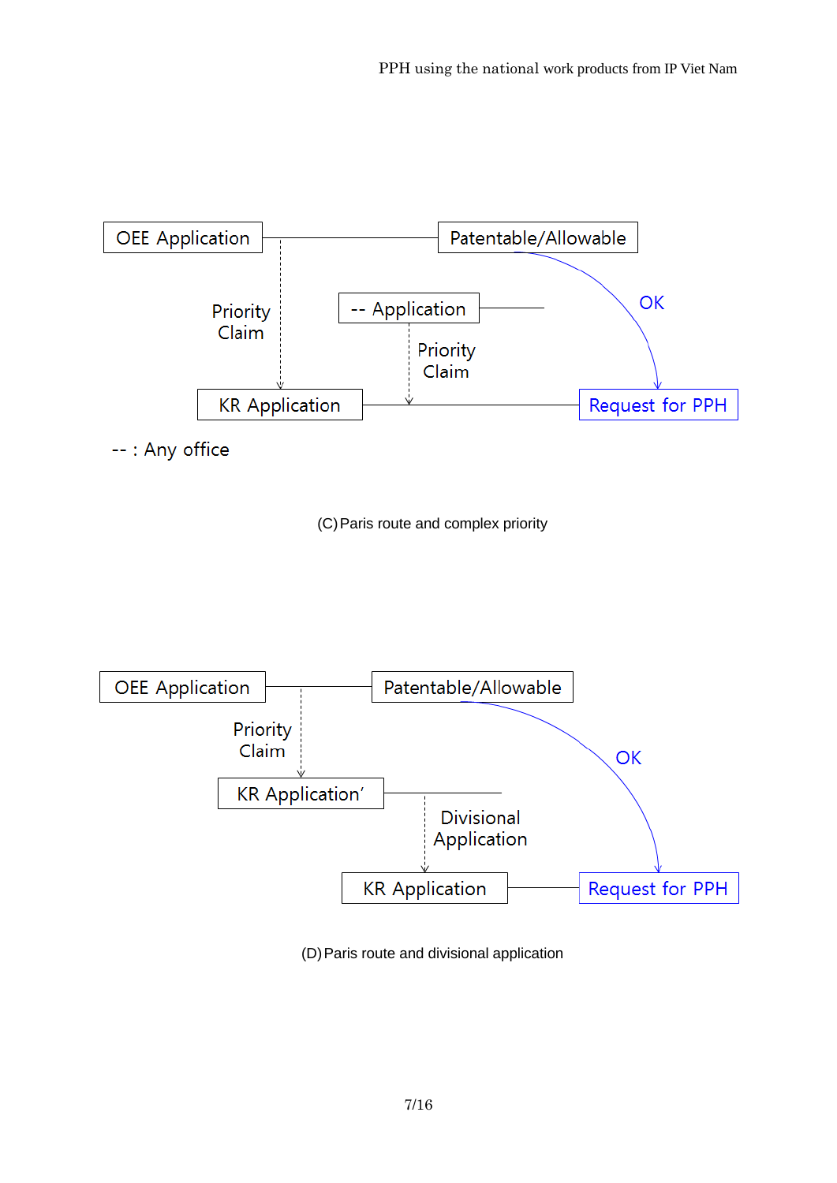OEE Application — Patentable/Allowable

Priority Claim

-- Application

Priority Claim

OK

KR Application — Request for PPH

-- : Any office

(C) Paris route and complex priority

OEE Application — Patentable/Allowable

Priority Claim

KR Application'

Divisional Application

OK

KR Application — Request for PPH

(D) Paris route and divisional application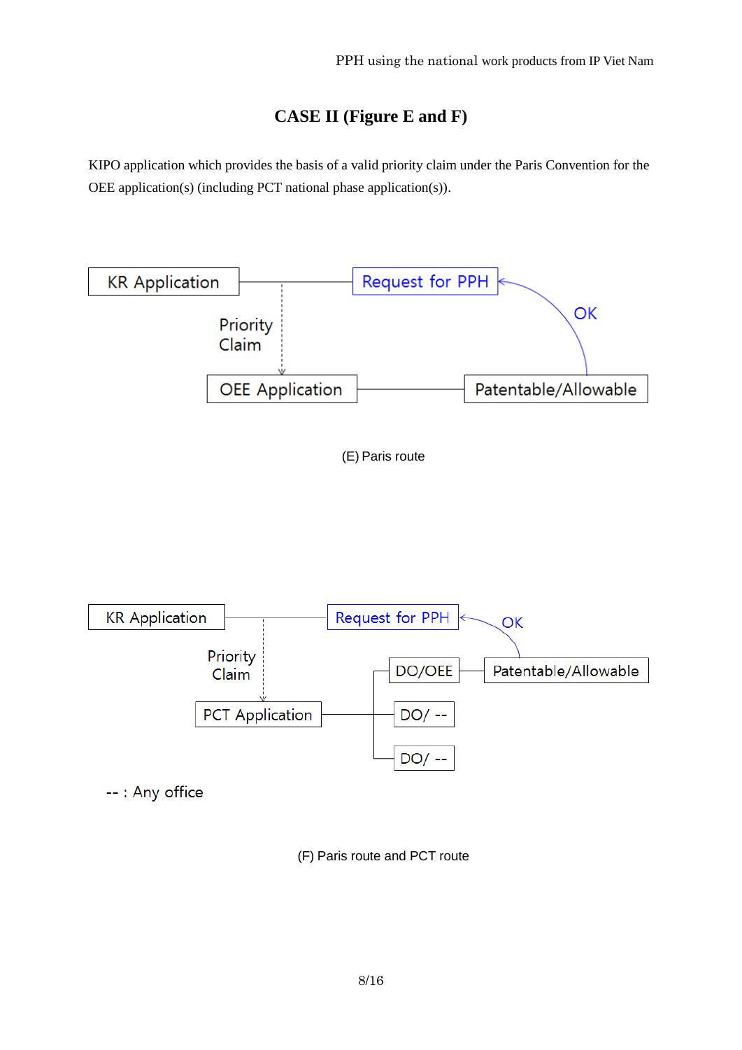# CASE II (Figure E and F)

KIPO application which provides the basis of a valid priority claim under the Paris Convention for the OEE application(s) (including PCT national phase application(s)).

KR Application — Request for PPH

Priority Claim

OEE Application — Patentable/Allowable

OK

(E) Paris route

KR Application — Request for PPH

Priority Claim

PCT Application — DO/OEE — Patentable/Allowable

DO/ --

DO/ --

OK

-- : Any office

(F) Paris route and PCT route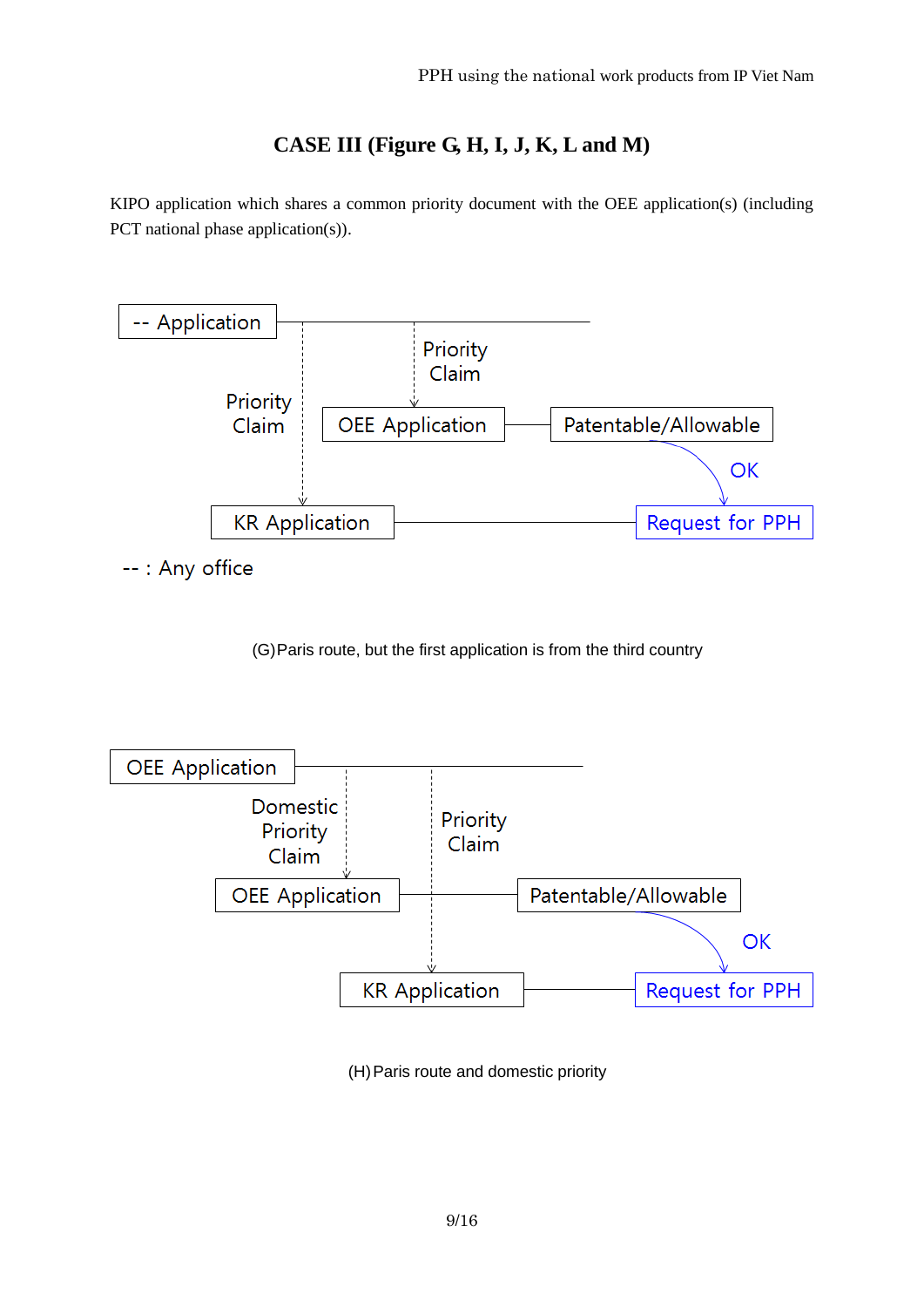## CASE III (Figure G, H, I, J, K, L and M)

KIPO application which shares a common priority document with the OEE application(s) (including PCT national phase application(s)).

-- Application

Priority Claim

Priority Claim

OEE Application

Patentable/Allowable

OK

KR Application

Request for PPH

-- : Any office

(G) Paris route, but the first application is from the third country

OEE Application

Domestic Priority Claim

Priority Claim

OEE Application

Patentable/Allowable

OK

KR Application

Request for PPH

(H) Paris route and domestic priority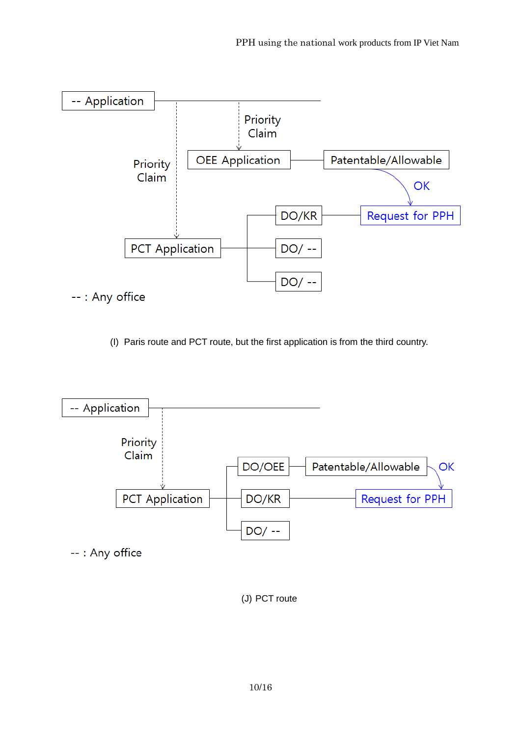-- Application

Priority Claim

OEE Application

Patentable/Allowable

OK

Priority Claim

DO/KR

Request for PPH

PCT Application

DO/ --

DO/ --

-- : Any office

(I) Paris route and PCT route, but the first application is from the third country.

-- Application

Priority Claim

DO/OEE

Patentable/Allowable

OK

PCT Application

DO/KR

Request for PPH

DO/ --

-- : Any office

(J) PCT route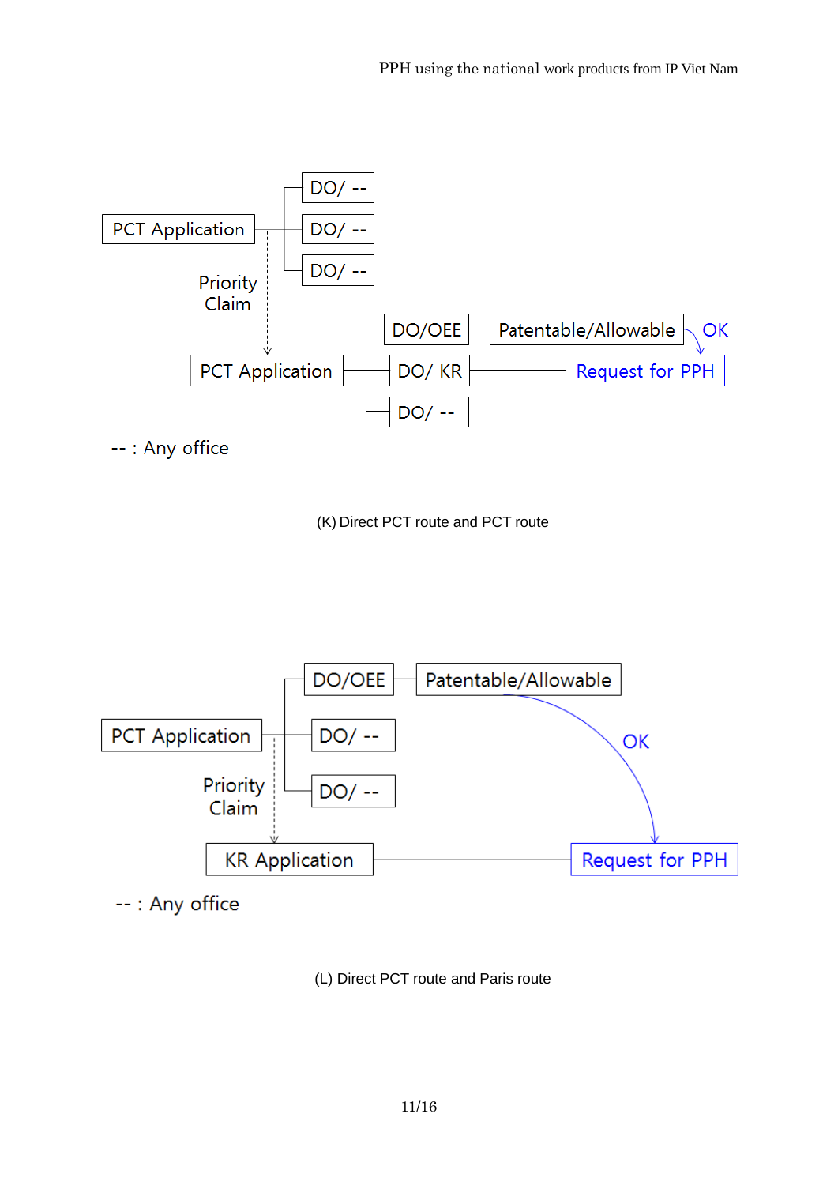PCT Application

DO/ --

DO/ --

DO/ --

Priority Claim

PCT Application

DO/OEE — Patentable/Allowable — OK

DO/ KR — Request for PPH

DO/ --

-- : Any office

(K) Direct PCT route and PCT route

PCT Application

DO/OEE — Patentable/Allowable

DO/ --

DO/ --

OK

Priority Claim

KR Application — Request for PPH

-- : Any office

(L) Direct PCT route and Paris route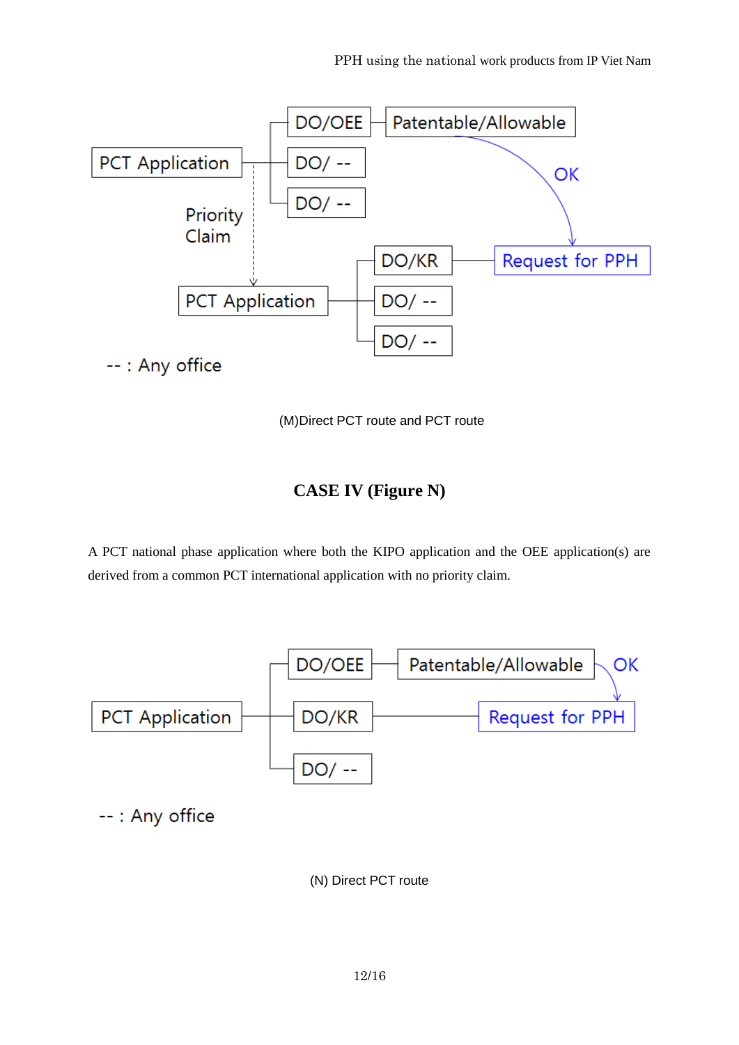PCT Application — DO/OEE — Patentable/Allowable

PCT Application — DO/ --

PCT Application — DO/ --

Priority Claim

PCT Application — DO/KR — Request for PPH

PCT Application — DO/ --

PCT Application — DO/ --

OK

-- : Any office

(M)Direct PCT route and PCT route

## CASE IV (Figure N)

A PCT national phase application where both the KIPO application and the OEE application(s) are derived from a common PCT international application with no priority claim.

PCT Application — DO/OEE — Patentable/Allowable

PCT Application — DO/KR — Request for PPH

PCT Application — DO/ --

OK

-- : Any office

(N) Direct PCT route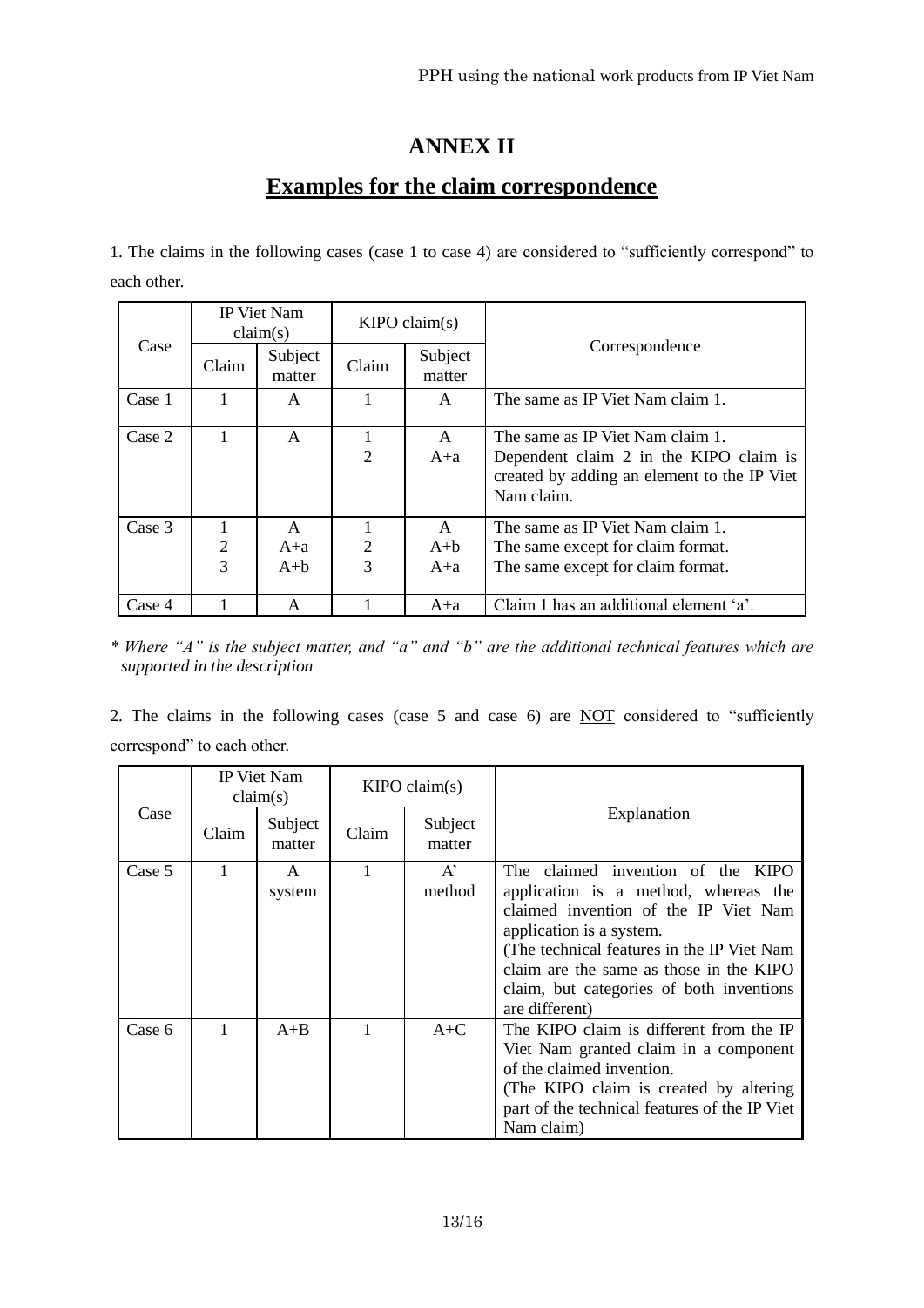# ANNEX II

## Examples for the claim correspondence

1. The claims in the following cases (case 1 to case 4) are considered to "sufficiently correspond" to each other.

| Case | IP Viet Nam claim(s) | | KIPO claim(s) | | Correspondence |
|---|---|---|---|---|---|
| | Claim | Subject matter | Claim | Subject matter | |
| Case 1 | 1 | A | 1 | A | The same as IP Viet Nam claim 1. |
| Case 2 | 1 | A | 1<br>2 | A<br>A+a | The same as IP Viet Nam claim 1.<br>Dependent claim 2 in the KIPO claim is created by adding an element to the IP Viet Nam claim. |
| Case 3 | 1<br>2<br>3 | A<br>A+a<br>A+b | 1<br>2<br>3 | A<br>A+b<br>A+a | The same as IP Viet Nam claim 1.<br>The same except for claim format.<br>The same except for claim format. |
| Case 4 | 1 | A | 1 | A+a | Claim 1 has an additional element 'a'. |

*\* Where "A" is the subject matter, and "a" and "b" are the additional technical features which are supported in the description*

2. The claims in the following cases (case 5 and case 6) are <u>NOT</u> considered to "sufficiently correspond" to each other.

| Case | IP Viet Nam claim(s) | | KIPO claim(s) | | Explanation |
|---|---|---|---|---|---|
| | Claim | Subject matter | Claim | Subject matter | |
| Case 5 | 1 | A<br>system | 1 | A'<br>method | The claimed invention of the KIPO application is a method, whereas the claimed invention of the IP Viet Nam application is a system.<br>(The technical features in the IP Viet Nam claim are the same as those in the KIPO claim, but categories of both inventions are different) |
| Case 6 | 1 | A+B | 1 | A+C | The KIPO claim is different from the IP Viet Nam granted claim in a component of the claimed invention.<br>(The KIPO claim is created by altering part of the technical features of the IP Viet Nam claim) |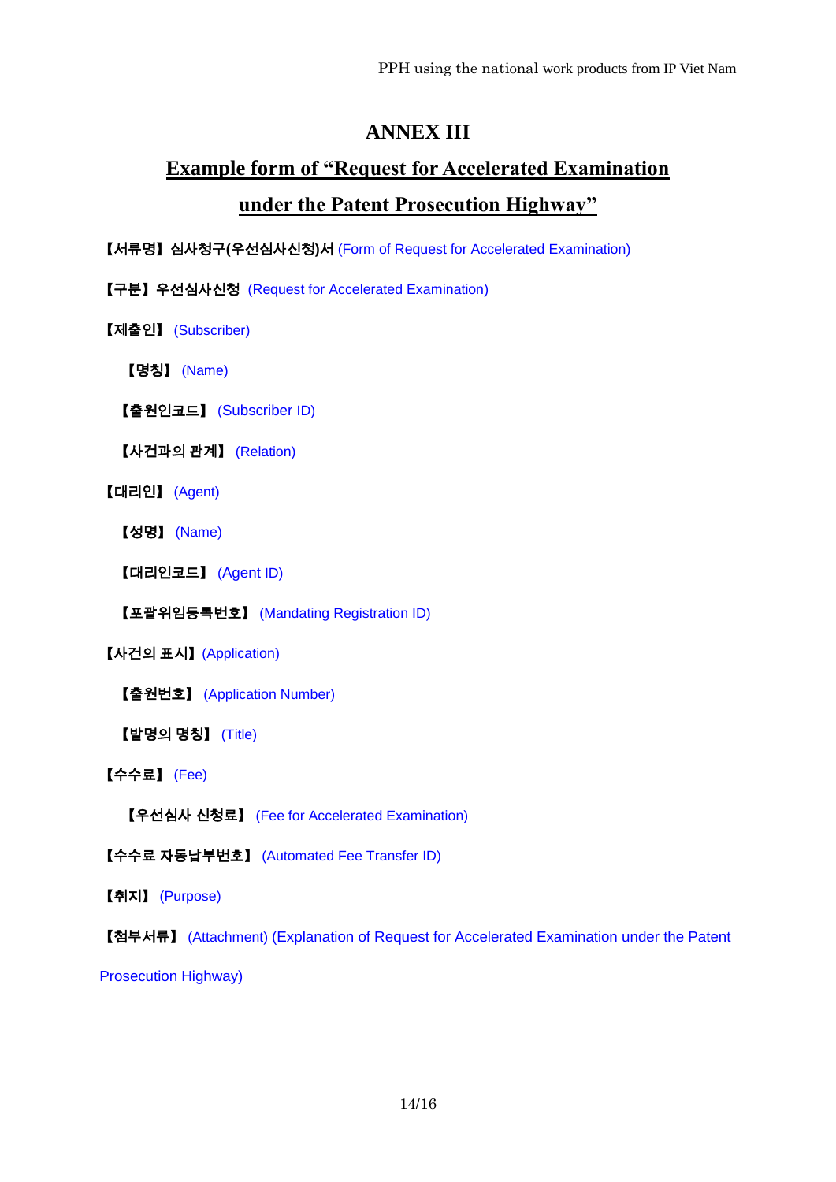# ANNEX III

## Example form of "Request for Accelerated Examination under the Patent Prosecution Highway"

**【서류명】 심사청구(우선심사신청)서** (Form of Request for Accelerated Examination)

**【구분】 우선심사신청** (Request for Accelerated Examination)

**【제출인】** (Subscriber)

  **【명칭】** (Name)

  **【출원인코드】** (Subscriber ID)

  **【사건과의 관계】** (Relation)

**【대리인】** (Agent)

  **【성명】** (Name)

  **【대리인코드】** (Agent ID)

  **【포괄위임등록번호】** (Mandating Registration ID)

**【사건의 표시】** (Application)

  **【출원번호】** (Application Number)

  **【발명의 명칭】** (Title)

**【수수료】** (Fee)

  **【우선심사 신청료】** (Fee for Accelerated Examination)

**【수수료 자동납부번호】** (Automated Fee Transfer ID)

**【취지】** (Purpose)

**【첨부서류】** (Attachment) (Explanation of Request for Accelerated Examination under the Patent Prosecution Highway)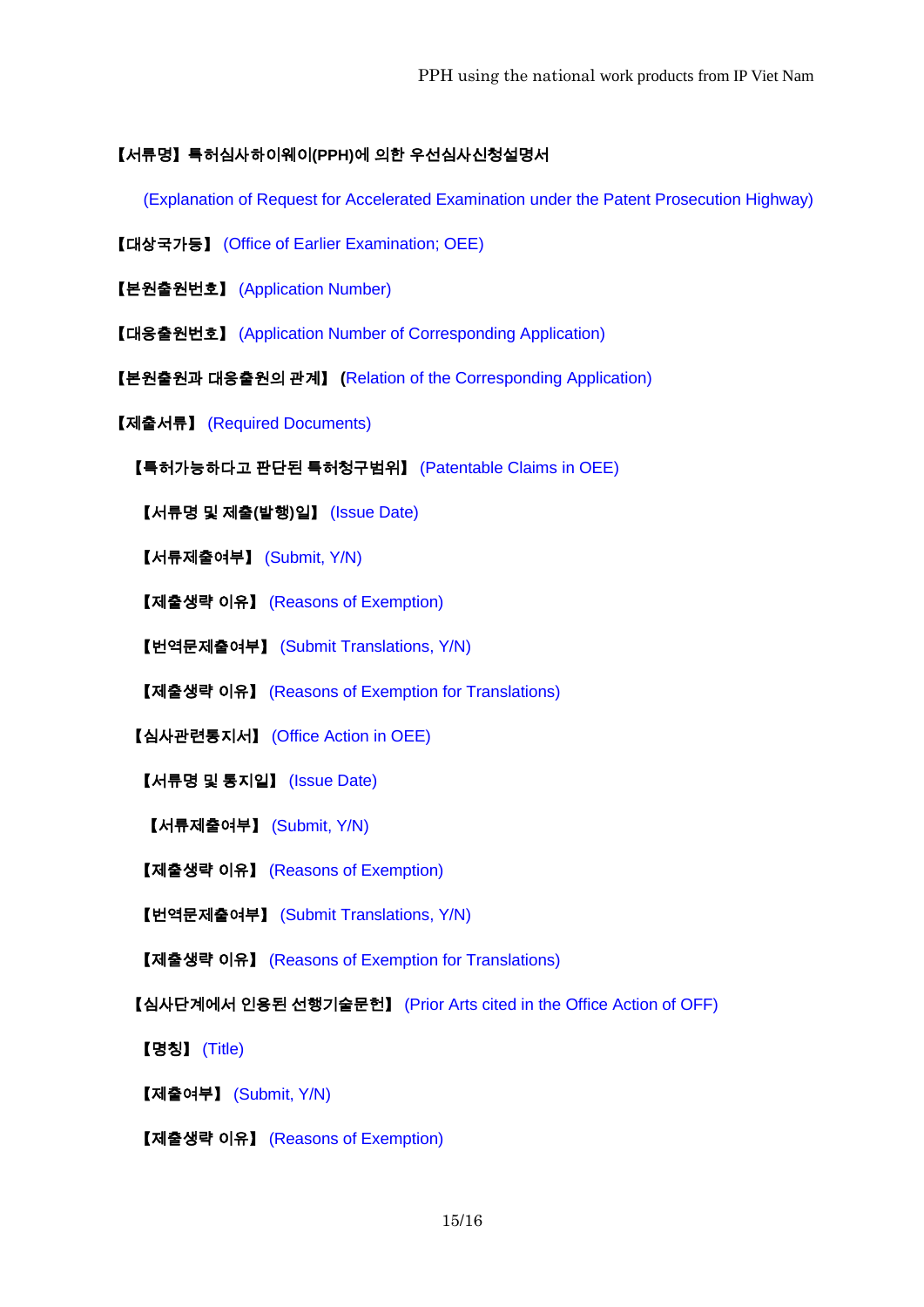【서류명】 특허심사하이웨이(PPH)에 의한 우선심사신청설명서

(Explanation of Request for Accelerated Examination under the Patent Prosecution Highway)

【대상국가등】 (Office of Earlier Examination; OEE)

【본원출원번호】 (Application Number)

【대응출원번호】 (Application Number of Corresponding Application)

【본원출원과 대응출원의 관계】 (Relation of the Corresponding Application)

【제출서류】 (Required Documents)

【특허가능하다고 판단된 특허청구범위】 (Patentable Claims in OEE)

【서류명 및 제출(발행)일】 (Issue Date)

【서류제출여부】 (Submit, Y/N)

【제출생략 이유】 (Reasons of Exemption)

【번역문제출여부】 (Submit Translations, Y/N)

【제출생략 이유】 (Reasons of Exemption for Translations)

【심사관련통지서】 (Office Action in OEE)

【서류명 및 통지일】 (Issue Date)

【서류제출여부】 (Submit, Y/N)

【제출생략 이유】 (Reasons of Exemption)

【번역문제출여부】 (Submit Translations, Y/N)

【제출생략 이유】 (Reasons of Exemption for Translations)

【심사단계에서 인용된 선행기술문헌】 (Prior Arts cited in the Office Action of OFF)

【명칭】 (Title)

【제출여부】 (Submit, Y/N)

【제출생략 이유】 (Reasons of Exemption)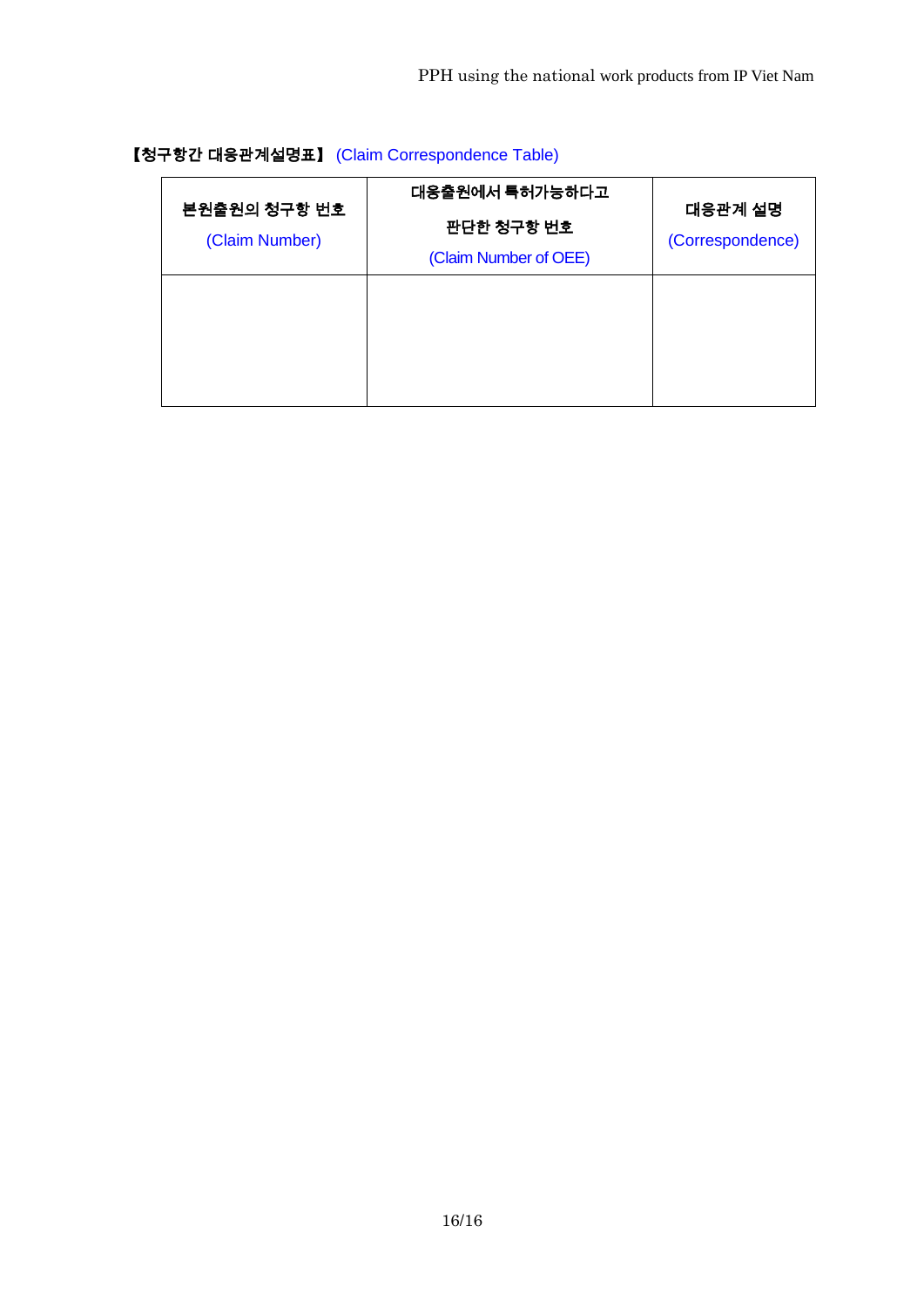【청구항간 대응관계설명표】 (Claim Correspondence Table)

| 본원출원의 청구항 번호 (Claim Number) | 대응출원에서 특허가능하다고 판단한 청구항 번호 (Claim Number of OEE) | 대응관계 설명 (Correspondence) |
| --- | --- | --- |
| | | |